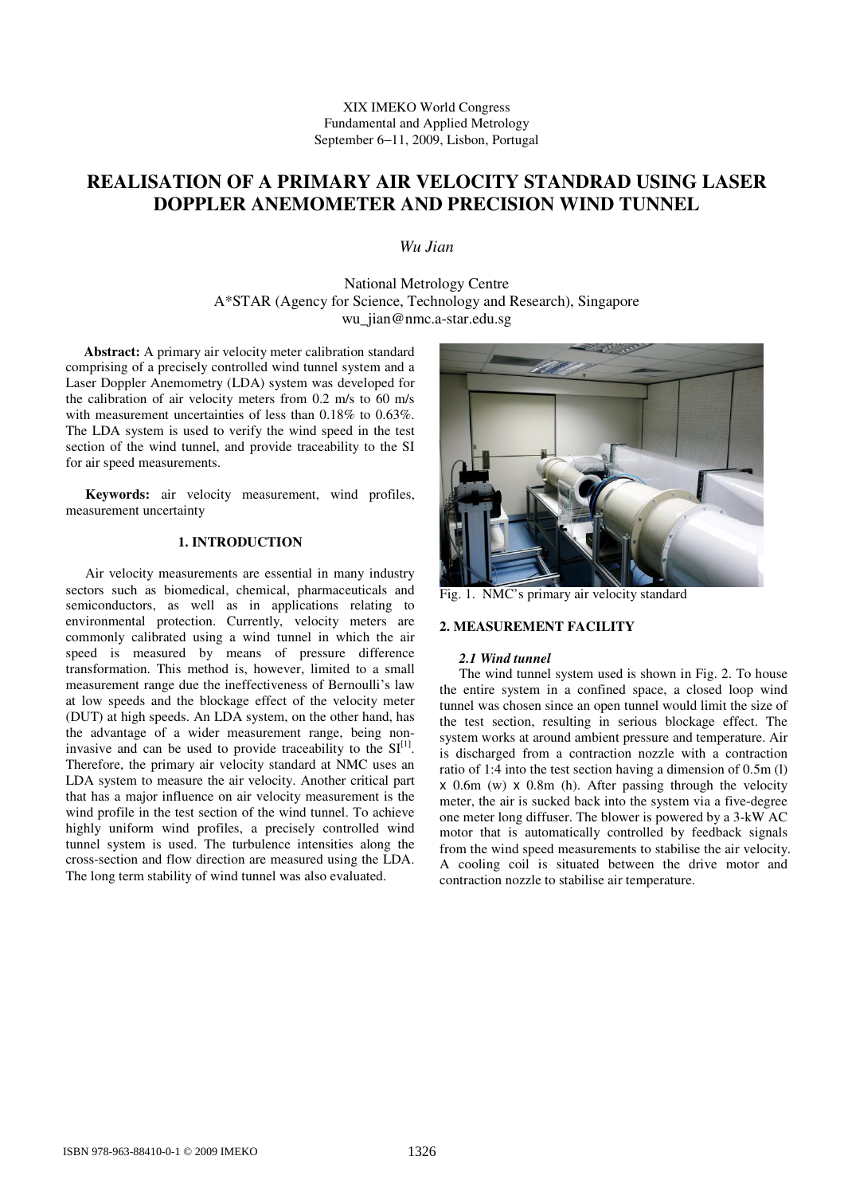XIX IMEKO World Congress
Fundamental and Applied Metrology
September 6−11, 2009, Lisbon, Portugal

# REALISATION OF A PRIMARY AIR VELOCITY STANDRAD USING LASER DOPPLER ANEMOMETER AND PRECISION WIND TUNNEL

*Wu Jian*

National Metrology Centre
A*STAR (Agency for Science, Technology and Research), Singapore
wu_jian@nmc.a-star.edu.sg

**Abstract:** A primary air velocity meter calibration standard comprising of a precisely controlled wind tunnel system and a Laser Doppler Anemometry (LDA) system was developed for the calibration of air velocity meters from 0.2 m/s to 60 m/s with measurement uncertainties of less than 0.18% to 0.63%. The LDA system is used to verify the wind speed in the test section of the wind tunnel, and provide traceability to the SI for air speed measurements.

**Keywords:** air velocity measurement, wind profiles, measurement uncertainty

## 1. INTRODUCTION

Air velocity measurements are essential in many industry sectors such as biomedical, chemical, pharmaceuticals and semiconductors, as well as in applications relating to environmental protection. Currently, velocity meters are commonly calibrated using a wind tunnel in which the air speed is measured by means of pressure difference transformation. This method is, however, limited to a small measurement range due the ineffectiveness of Bernoulli's law at low speeds and the blockage effect of the velocity meter (DUT) at high speeds. An LDA system, on the other hand, has the advantage of a wider measurement range, being non-invasive and can be used to provide traceability to the SI[1]. Therefore, the primary air velocity standard at NMC uses an LDA system to measure the air velocity. Another critical part that has a major influence on air velocity measurement is the wind profile in the test section of the wind tunnel. To achieve highly uniform wind profiles, a precisely controlled wind tunnel system is used. The turbulence intensities along the cross-section and flow direction are measured using the LDA. The long term stability of wind tunnel was also evaluated.

Fig. 1. NMC's primary air velocity standard

## 2. MEASUREMENT FACILITY

### *2.1 Wind tunnel*

The wind tunnel system used is shown in Fig. 2. To house the entire system in a confined space, a closed loop wind tunnel was chosen since an open tunnel would limit the size of the test section, resulting in serious blockage effect. The system works at around ambient pressure and temperature. Air is discharged from a contraction nozzle with a contraction ratio of 1:4 into the test section having a dimension of 0.5m (l) x 0.6m (w) x 0.8m (h). After passing through the velocity meter, the air is sucked back into the system via a five-degree one meter long diffuser. The blower is powered by a 3-kW AC motor that is automatically controlled by feedback signals from the wind speed measurements to stabilise the air velocity. A cooling coil is situated between the drive motor and contraction nozzle to stabilise air temperature.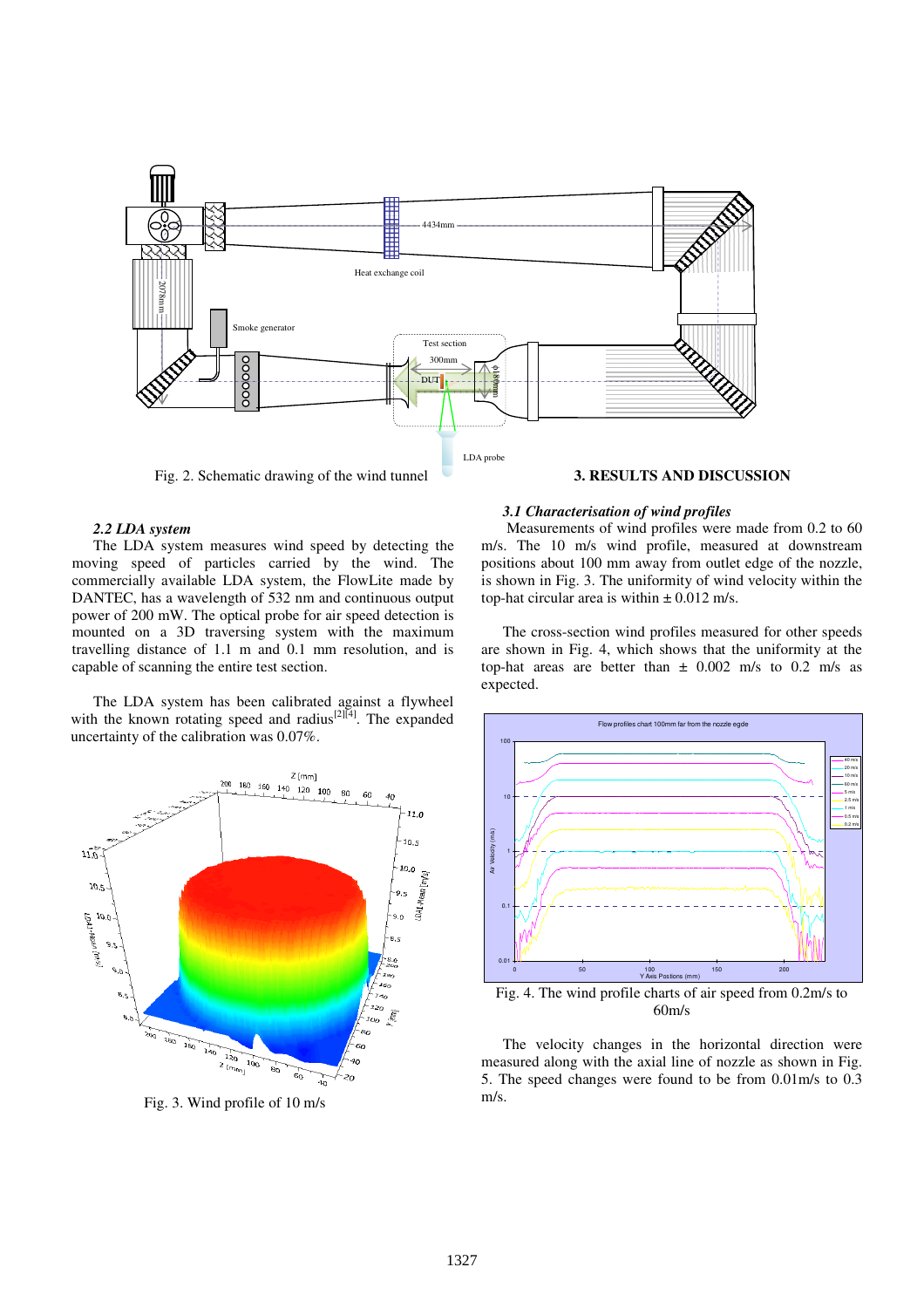Fig. 2. Schematic drawing of the wind tunnel

### 2.2 LDA system

The LDA system measures wind speed by detecting the moving speed of particles carried by the wind. The commercially available LDA system, the FlowLite made by DANTEC, has a wavelength of 532 nm and continuous output power of 200 mW. The optical probe for air speed detection is mounted on a 3D traversing system with the maximum travelling distance of 1.1 m and 0.1 mm resolution, and is capable of scanning the entire test section.

The LDA system has been calibrated against a flywheel with the known rotating speed and radius[2][4]. The expanded uncertainty of the calibration was 0.07%.

Fig. 3. Wind profile of 10 m/s

## 3. RESULTS AND DISCUSSION

### 3.1 Characterisation of wind profiles

Measurements of wind profiles were made from 0.2 to 60 m/s. The 10 m/s wind profile, measured at downstream positions about 100 mm away from outlet edge of the nozzle, is shown in Fig. 3. The uniformity of wind velocity within the top-hat circular area is within ± 0.012 m/s.

The cross-section wind profiles measured for other speeds are shown in Fig. 4, which shows that the uniformity at the top-hat areas are better than ± 0.002 m/s to 0.2 m/s as expected.

Fig. 4. The wind profile charts of air speed from 0.2m/s to 60m/s

The velocity changes in the horizontal direction were measured along with the axial line of nozzle as shown in Fig. 5. The speed changes were found to be from 0.01m/s to 0.3 m/s.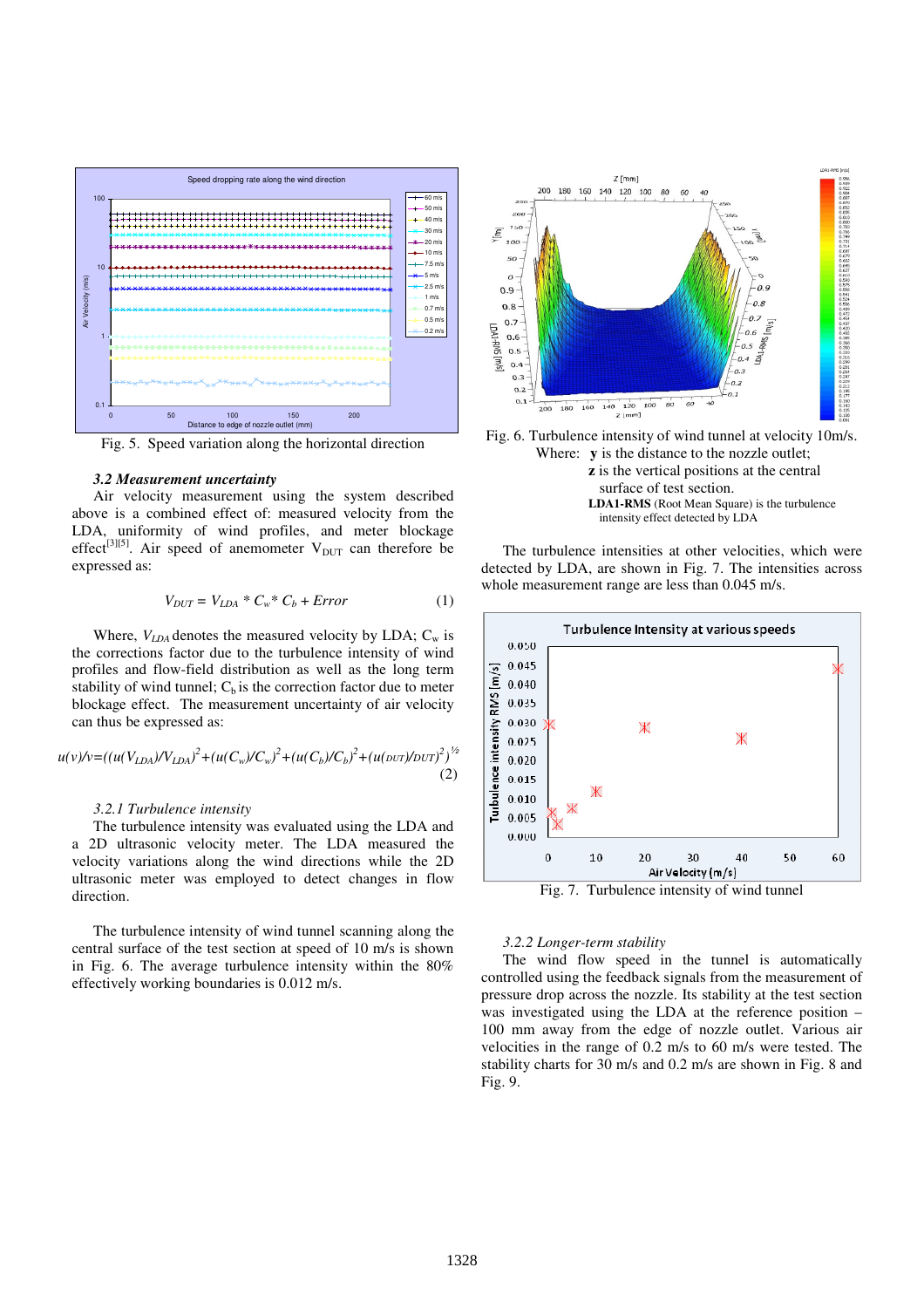Fig. 5. Speed variation along the horizontal direction

### 3.2 Measurement uncertainty

Air velocity measurement using the system described above is a combined effect of: measured velocity from the LDA, uniformity of wind profiles, and meter blockage effect[3][5]. Air speed of anemometer $V_{DUT}$ can therefore be expressed as:

$$V_{DUT} = V_{LDA} * C_w * C_b + Error \qquad (1)$$

Where, $V_{LDA}$ denotes the measured velocity by LDA; $C_w$ is the corrections factor due to the turbulence intensity of wind profiles and flow-field distribution as well as the long term stability of wind tunnel; $C_b$ is the correction factor due to meter blockage effect. The measurement uncertainty of air velocity can thus be expressed as:

$$u(v)/v=((u(V_{LDA})/V_{LDA})^2+(u(C_w)/C_w)^2+(u(C_b)/C_b)^2+(u(_{DUT})/_{DUT})^2)^{½} \qquad (2)$$

#### 3.2.1 Turbulence intensity

The turbulence intensity was evaluated using the LDA and a 2D ultrasonic velocity meter. The LDA measured the velocity variations along the wind directions while the 2D ultrasonic meter was employed to detect changes in flow direction.

The turbulence intensity of wind tunnel scanning along the central surface of the test section at speed of 10 m/s is shown in Fig. 6. The average turbulence intensity within the 80% effectively working boundaries is 0.012 m/s.

Fig. 6. Turbulence intensity of wind tunnel at velocity 10m/s.
Where: **y** is the distance to the nozzle outlet;
**z** is the vertical positions at the central surface of test section.
**LDA1-RMS** (Root Mean Square) is the turbulence intensity effect detected by LDA

The turbulence intensities at other velocities, which were detected by LDA, are shown in Fig. 7. The intensities across whole measurement range are less than 0.045 m/s.

Fig. 7. Turbulence intensity of wind tunnel

#### 3.2.2 Longer-term stability

The wind flow speed in the tunnel is automatically controlled using the feedback signals from the measurement of pressure drop across the nozzle. Its stability at the test section was investigated using the LDA at the reference position – 100 mm away from the edge of nozzle outlet. Various air velocities in the range of 0.2 m/s to 60 m/s were tested. The stability charts for 30 m/s and 0.2 m/s are shown in Fig. 8 and Fig. 9.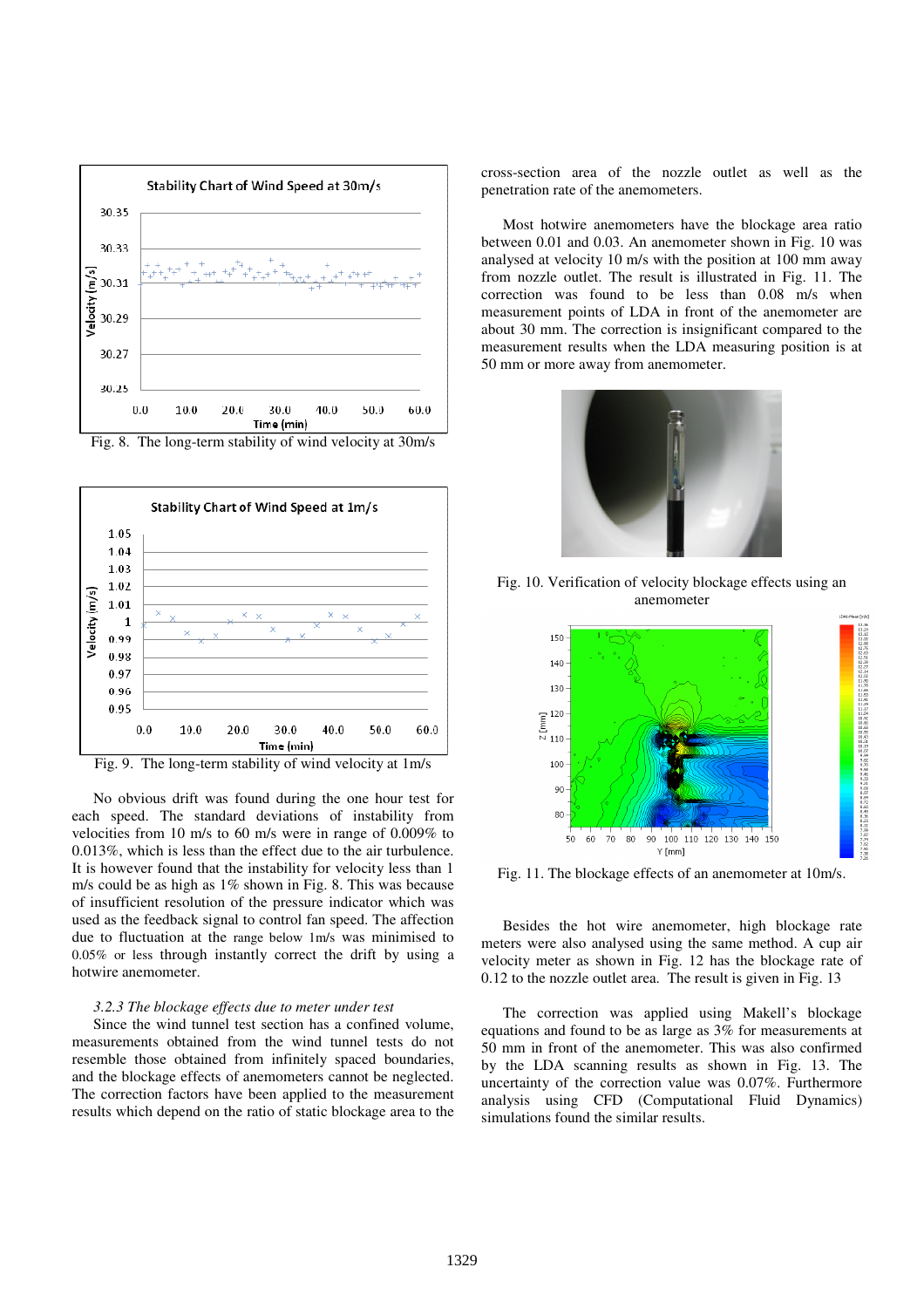Fig. 8. The long-term stability of wind velocity at 30m/s

Fig. 9. The long-term stability of wind velocity at 1m/s

No obvious drift was found during the one hour test for each speed. The standard deviations of instability from velocities from 10 m/s to 60 m/s were in range of 0.009% to 0.013%, which is less than the effect due to the air turbulence. It is however found that the instability for velocity less than 1 m/s could be as high as 1% shown in Fig. 8. This was because of insufficient resolution of the pressure indicator which was used as the feedback signal to control fan speed. The affection due to fluctuation at the range below 1m/s was minimised to 0.05% or less through instantly correct the drift by using a hotwire anemometer.

### *3.2.3 The blockage effects due to meter under test*

Since the wind tunnel test section has a confined volume, measurements obtained from the wind tunnel tests do not resemble those obtained from infinitely spaced boundaries, and the blockage effects of anemometers cannot be neglected. The correction factors have been applied to the measurement results which depend on the ratio of static blockage area to the cross-section area of the nozzle outlet as well as the penetration rate of the anemometers.

Most hotwire anemometers have the blockage area ratio between 0.01 and 0.03. An anemometer shown in Fig. 10 was analysed at velocity 10 m/s with the position at 100 mm away from nozzle outlet. The result is illustrated in Fig. 11. The correction was found to be less than 0.08 m/s when measurement points of LDA in front of the anemometer are about 30 mm. The correction is insignificant compared to the measurement results when the LDA measuring position is at 50 mm or more away from anemometer.

Fig. 10. Verification of velocity blockage effects using an anemometer

Fig. 11. The blockage effects of an anemometer at 10m/s.

Besides the hot wire anemometer, high blockage rate meters were also analysed using the same method. A cup air velocity meter as shown in Fig. 12 has the blockage rate of 0.12 to the nozzle outlet area. The result is given in Fig. 13

The correction was applied using Makell's blockage equations and found to be as large as 3% for measurements at 50 mm in front of the anemometer. This was also confirmed by the LDA scanning results as shown in Fig. 13. The uncertainty of the correction value was 0.07%. Furthermore analysis using CFD (Computational Fluid Dynamics) simulations found the similar results.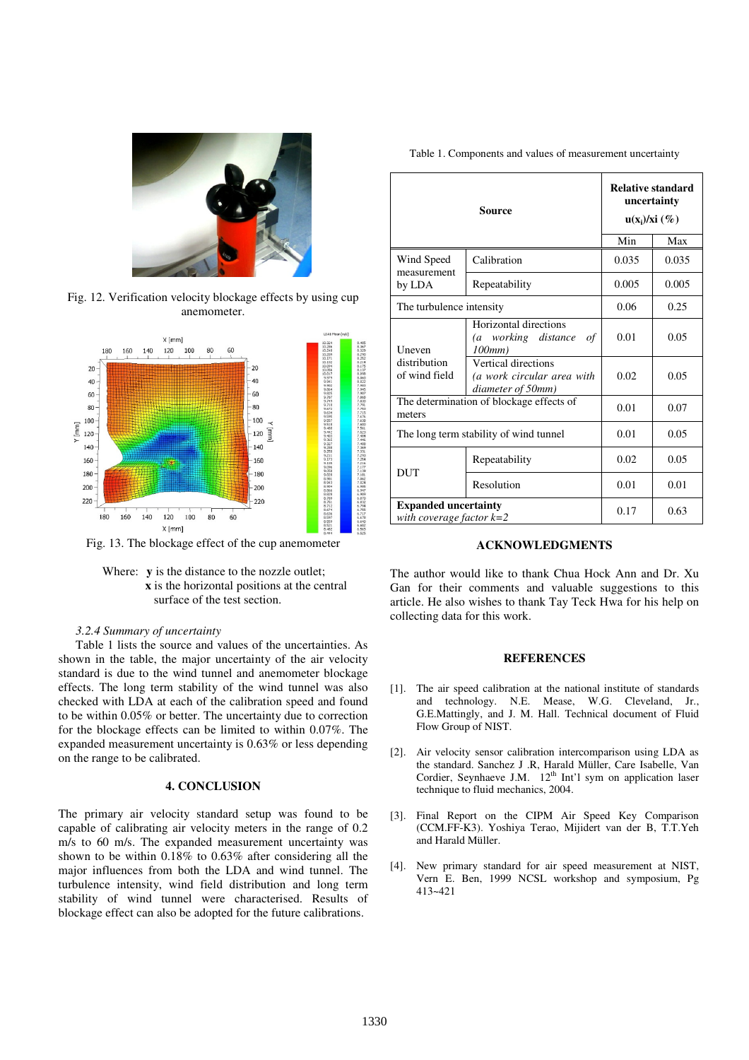Fig. 12. Verification velocity blockage effects by using cup anemometer.

Fig. 13. The blockage effect of the cup anemometer

Where: **y** is the distance to the nozzle outlet;
**x** is the horizontal positions at the central surface of the test section.

*3.2.4 Summary of uncertainty*

Table 1 lists the source and values of the uncertainties. As shown in the table, the major uncertainty of the air velocity standard is due to the wind tunnel and anemometer blockage effects. The long term stability of the wind tunnel was also checked with LDA at each of the calibration speed and found to be within 0.05% or better. The uncertainty due to correction for the blockage effects can be limited to within 0.07%. The expanded measurement uncertainty is 0.63% or less depending on the range to be calibrated.

## 4. CONCLUSION

The primary air velocity standard setup was found to be capable of calibrating air velocity meters in the range of 0.2 m/s to 60 m/s. The expanded measurement uncertainty was shown to be within 0.18% to 0.63% after considering all the major influences from both the LDA and wind tunnel. The turbulence intensity, wind field distribution and long term stability of wind tunnel were characterised. Results of blockage effect can also be adopted for the future calibrations.

Table 1. Components and values of measurement uncertainty

| Source | | Relative standard uncertainty $u(x_i)/x_i$ (%) Min | Max |
|---|---|---|---|
| Wind Speed measurement by LDA | Calibration | 0.035 | 0.035 |
| | Repeatability | 0.005 | 0.005 |
| The turbulence intensity | | 0.06 | 0.25 |
| Uneven distribution of wind field | Horizontal directions *(a working distance of 100mm)* | 0.01 | 0.05 |
| | Vertical directions *(a work circular area with diameter of 50mm)* | 0.02 | 0.05 |
| The determination of blockage effects of meters | | 0.01 | 0.07 |
| The long term stability of wind tunnel | | 0.01 | 0.05 |
| DUT | Repeatability | 0.02 | 0.05 |
| | Resolution | 0.01 | 0.01 |
| **Expanded uncertainty** *with coverage factor k=2* | | 0.17 | 0.63 |

## ACKNOWLEDGMENTS

The author would like to thank Chua Hock Ann and Dr. Xu Gan for their comments and valuable suggestions to this article. He also wishes to thank Tay Teck Hwa for his help on collecting data for this work.

## REFERENCES

[1]. The air speed calibration at the national institute of standards and technology. N.E. Mease, W.G. Cleveland, Jr., G.E.Mattingly, and J. M. Hall. Technical document of Fluid Flow Group of NIST.

[2]. Air velocity sensor calibration intercomparison using LDA as the standard. Sanchez J .R, Harald Müller, Care Isabelle, Van Cordier, Seynhaeve J.M. 12th Int'l sym on application laser technique to fluid mechanics, 2004.

[3]. Final Report on the CIPM Air Speed Key Comparison (CCM.FF-K3). Yoshiya Terao, Mijidert van der B, T.T.Yeh and Harald Müller.

[4]. New primary standard for air speed measurement at NIST, Vern E. Ben, 1999 NCSL workshop and symposium, Pg 413~421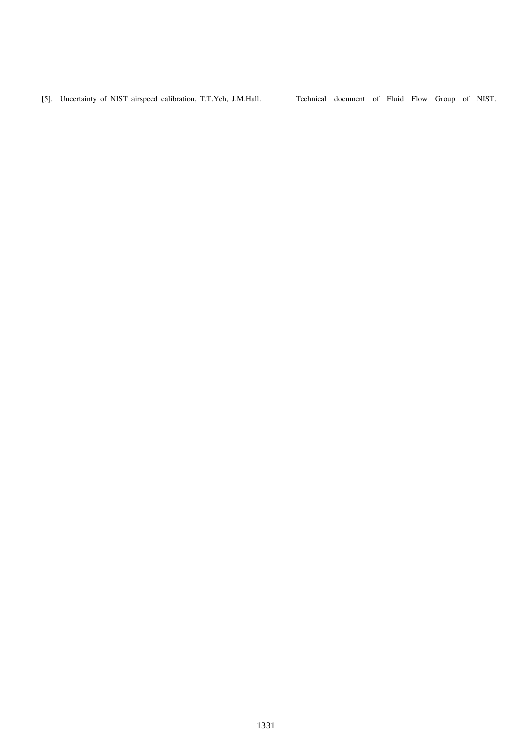[5]. Uncertainty of NIST airspeed calibration, T.T.Yeh, J.M.Hall. Technical document of Fluid Flow Group of NIST.